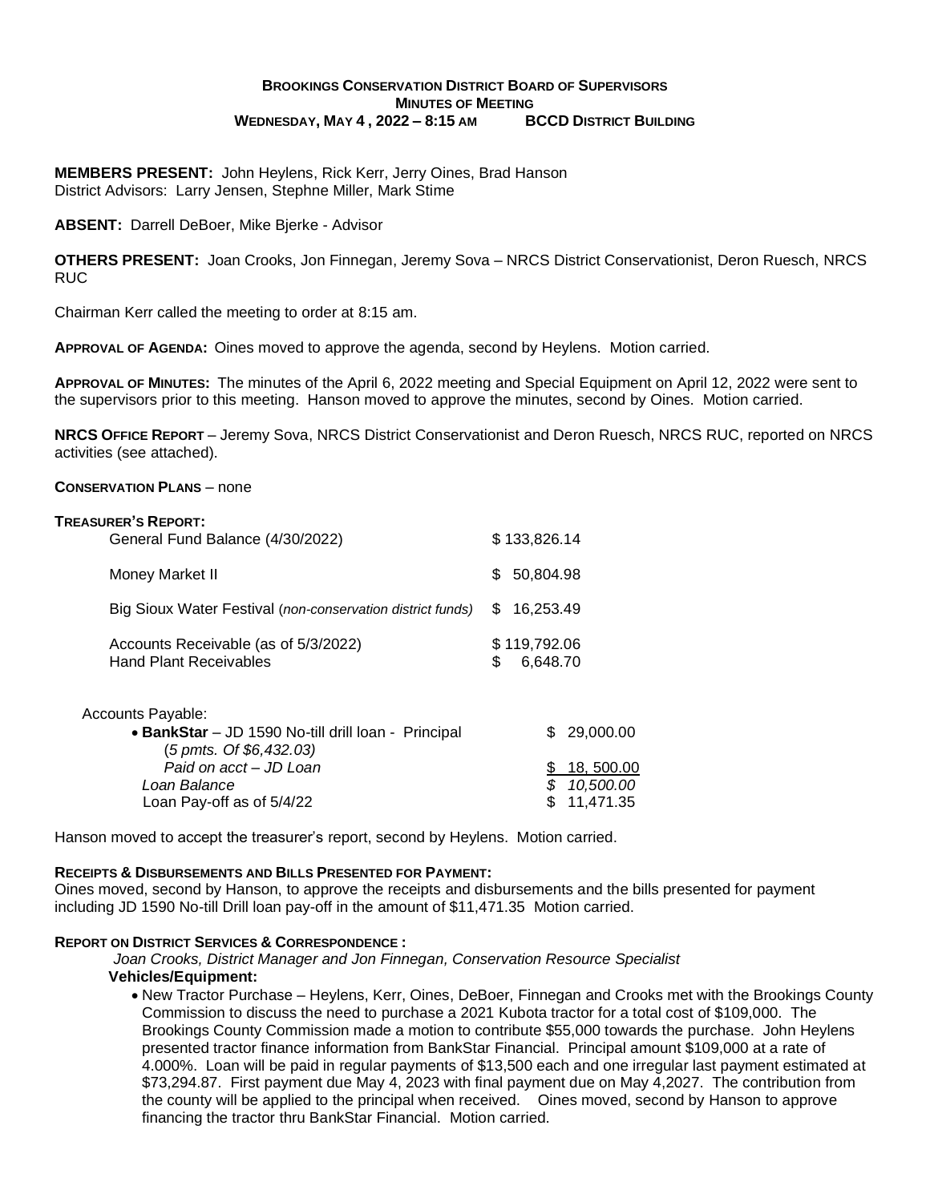# BROOKINGS CONSERVATION DISTRICT BOARD OF SUPERVISORS
## MINUTES OF MEETING
### WEDNESDAY, MAY 4 , 2022 – 8:15 AM BCCD DISTRICT BUILDING

**MEMBERS PRESENT:** John Heylens, Rick Kerr, Jerry Oines, Brad Hanson
District Advisors: Larry Jensen, Stephne Miller, Mark Stime

**ABSENT:** Darrell DeBoer, Mike Bjerke - Advisor

**OTHERS PRESENT:** Joan Crooks, Jon Finnegan, Jeremy Sova – NRCS District Conservationist, Deron Ruesch, NRCS RUC

Chairman Kerr called the meeting to order at 8:15 am.

**APPROVAL OF AGENDA:** Oines moved to approve the agenda, second by Heylens. Motion carried.

**APPROVAL OF MINUTES:** The minutes of the April 6, 2022 meeting and Special Equipment on April 12, 2022 were sent to the supervisors prior to this meeting. Hanson moved to approve the minutes, second by Oines. Motion carried.

**NRCS OFFICE REPORT** – Jeremy Sova, NRCS District Conservationist and Deron Ruesch, NRCS RUC, reported on NRCS activities (see attached).

**CONSERVATION PLANS** – none

**TREASURER'S REPORT:**

| | |
|---|---|
| General Fund Balance (4/30/2022) | $ 133,826.14 |
| Money Market II | $ 50,804.98 |
| Big Sioux Water Festival (*non-conservation district funds*) | $ 16,253.49 |
| Accounts Receivable (as of 5/3/2022) | $ 119,792.06 |
| Hand Plant Receivables | $ 6,648.70 |

Accounts Payable:

| | |
|---|---|
| • **BankStar** – JD 1590 No-till drill loan - Principal (*5 pmts. Of $6,432.03)* | $ 29,000.00 |
| *Paid on acct – JD Loan* | $ 18, 500.00 |
| *Loan Balance* | *$ 10,500.00* |
| Loan Pay-off as of 5/4/22 | $ 11,471.35 |

Hanson moved to accept the treasurer's report, second by Heylens. Motion carried.

**RECEIPTS & DISBURSEMENTS AND BILLS PRESENTED FOR PAYMENT:**
Oines moved, second by Hanson, to approve the receipts and disbursements and the bills presented for payment including JD 1590 No-till Drill loan pay-off in the amount of $11,471.35 Motion carried.

**REPORT ON DISTRICT SERVICES & CORRESPONDENCE :**

*Joan Crooks, District Manager and Jon Finnegan, Conservation Resource Specialist*

**Vehicles/Equipment:**

- New Tractor Purchase – Heylens, Kerr, Oines, DeBoer, Finnegan and Crooks met with the Brookings County Commission to discuss the need to purchase a 2021 Kubota tractor for a total cost of $109,000. The Brookings County Commission made a motion to contribute $55,000 towards the purchase. John Heylens presented tractor finance information from BankStar Financial. Principal amount $109,000 at a rate of 4.000%. Loan will be paid in regular payments of $13,500 each and one irregular last payment estimated at $73,294.87. First payment due May 4, 2023 with final payment due on May 4,2027. The contribution from the county will be applied to the principal when received. Oines moved, second by Hanson to approve financing the tractor thru BankStar Financial. Motion carried.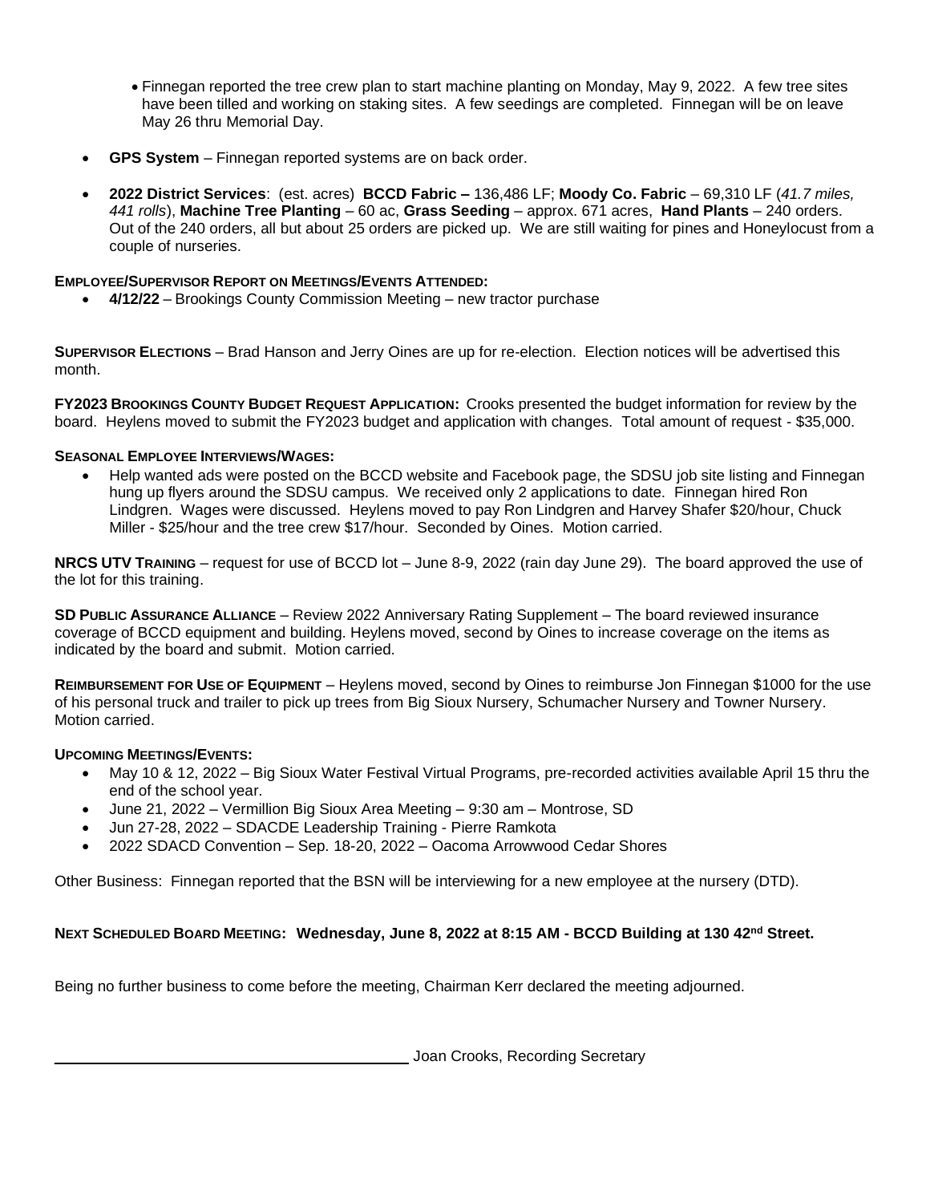- Finnegan reported the tree crew plan to start machine planting on Monday, May 9, 2022. A few tree sites have been tilled and working on staking sites. A few seedings are completed. Finnegan will be on leave May 26 thru Memorial Day.

- **GPS System** – Finnegan reported systems are on back order.
- **2022 District Services**: (est. acres) **BCCD Fabric –** 136,486 LF; **Moody Co. Fabric** – 69,310 LF (*41.7 miles, 441 rolls*), **Machine Tree Planting** – 60 ac, **Grass Seeding** – approx. 671 acres, **Hand Plants** – 240 orders. Out of the 240 orders, all but about 25 orders are picked up. We are still waiting for pines and Honeylocust from a couple of nurseries.

**EMPLOYEE/SUPERVISOR REPORT ON MEETINGS/EVENTS ATTENDED:**

- **4/12/22** – Brookings County Commission Meeting – new tractor purchase

**SUPERVISOR ELECTIONS** – Brad Hanson and Jerry Oines are up for re-election. Election notices will be advertised this month.

**FY2023 BROOKINGS COUNTY BUDGET REQUEST APPLICATION:** Crooks presented the budget information for review by the board. Heylens moved to submit the FY2023 budget and application with changes. Total amount of request - $35,000.

**SEASONAL EMPLOYEE INTERVIEWS/WAGES:**

- Help wanted ads were posted on the BCCD website and Facebook page, the SDSU job site listing and Finnegan hung up flyers around the SDSU campus. We received only 2 applications to date. Finnegan hired Ron Lindgren. Wages were discussed. Heylens moved to pay Ron Lindgren and Harvey Shafer $20/hour, Chuck Miller - $25/hour and the tree crew $17/hour. Seconded by Oines. Motion carried.

**NRCS UTV TRAINING** – request for use of BCCD lot – June 8-9, 2022 (rain day June 29). The board approved the use of the lot for this training.

**SD PUBLIC ASSURANCE ALLIANCE** – Review 2022 Anniversary Rating Supplement – The board reviewed insurance coverage of BCCD equipment and building. Heylens moved, second by Oines to increase coverage on the items as indicated by the board and submit. Motion carried.

**REIMBURSEMENT FOR USE OF EQUIPMENT** – Heylens moved, second by Oines to reimburse Jon Finnegan $1000 for the use of his personal truck and trailer to pick up trees from Big Sioux Nursery, Schumacher Nursery and Towner Nursery. Motion carried.

**UPCOMING MEETINGS/EVENTS:**

- May 10 & 12, 2022 – Big Sioux Water Festival Virtual Programs, pre-recorded activities available April 15 thru the end of the school year.
- June 21, 2022 – Vermillion Big Sioux Area Meeting – 9:30 am – Montrose, SD
- Jun 27-28, 2022 – SDACDE Leadership Training - Pierre Ramkota
- 2022 SDACD Convention – Sep. 18-20, 2022 – Oacoma Arrowwood Cedar Shores

Other Business: Finnegan reported that the BSN will be interviewing for a new employee at the nursery (DTD).

**NEXT SCHEDULED BOARD MEETING: Wednesday, June 8, 2022 at 8:15 AM - BCCD Building at 130 42nd Street.**

Being no further business to come before the meeting, Chairman Kerr declared the meeting adjourned.

\_\_\_\_\_\_\_\_\_\_\_\_\_\_\_\_\_\_\_\_\_\_\_\_\_\_\_\_\_\_\_\_\_\_\_\_\_\_\_\_ Joan Crooks, Recording Secretary